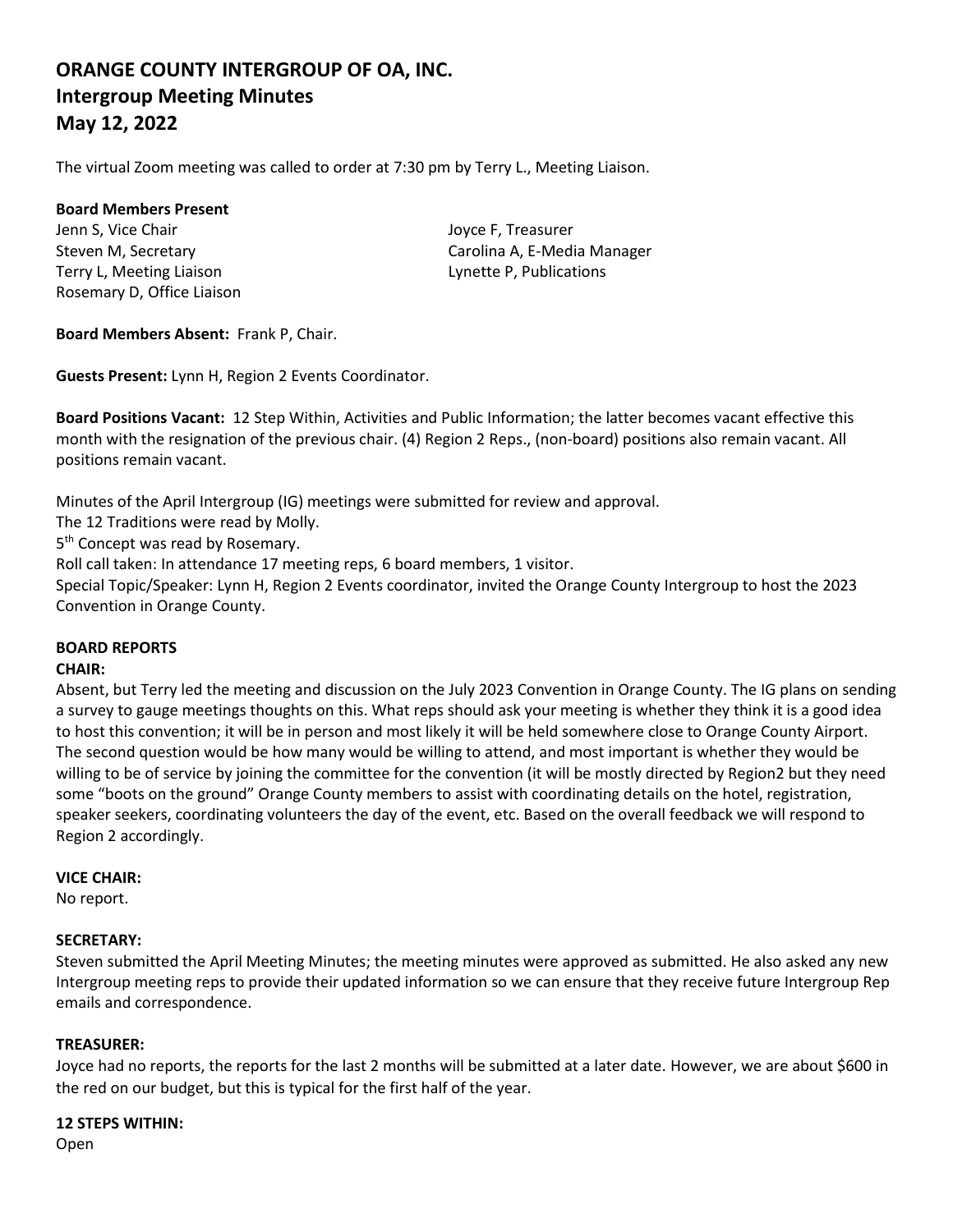# ORANGE COUNTY INTERGROUP OF OA, INC.
# Intergroup Meeting Minutes
# May 12, 2022

The virtual Zoom meeting was called to order at 7:30 pm by Terry L., Meeting Liaison.

**Board Members Present**

Jenn S, Vice Chair
Steven M, Secretary
Terry L, Meeting Liaison
Rosemary D, Office Liaison
Joyce F, Treasurer
Carolina A, E-Media Manager
Lynette P, Publications

**Board Members Absent:** Frank P, Chair.

**Guests Present:** Lynn H, Region 2 Events Coordinator.

**Board Positions Vacant:** 12 Step Within, Activities and Public Information; the latter becomes vacant effective this month with the resignation of the previous chair. (4) Region 2 Reps., (non-board) positions also remain vacant. All positions remain vacant.

Minutes of the April Intergroup (IG) meetings were submitted for review and approval.
The 12 Traditions were read by Molly.
5th Concept was read by Rosemary.
Roll call taken: In attendance 17 meeting reps, 6 board members, 1 visitor.
Special Topic/Speaker: Lynn H, Region 2 Events coordinator, invited the Orange County Intergroup to host the 2023 Convention in Orange County.

**BOARD REPORTS**

**CHAIR:**
Absent, but Terry led the meeting and discussion on the July 2023 Convention in Orange County. The IG plans on sending a survey to gauge meetings thoughts on this. What reps should ask your meeting is whether they think it is a good idea to host this convention; it will be in person and most likely it will be held somewhere close to Orange County Airport. The second question would be how many would be willing to attend, and most important is whether they would be willing to be of service by joining the committee for the convention (it will be mostly directed by Region2 but they need some "boots on the ground" Orange County members to assist with coordinating details on the hotel, registration, speaker seekers, coordinating volunteers the day of the event, etc. Based on the overall feedback we will respond to Region 2 accordingly.

**VICE CHAIR:**
No report.

**SECRETARY:**
Steven submitted the April Meeting Minutes; the meeting minutes were approved as submitted. He also asked any new Intergroup meeting reps to provide their updated information so we can ensure that they receive future Intergroup Rep emails and correspondence.

**TREASURER:**
Joyce had no reports, the reports for the last 2 months will be submitted at a later date. However, we are about $600 in the red on our budget, but this is typical for the first half of the year.

**12 STEPS WITHIN:**
Open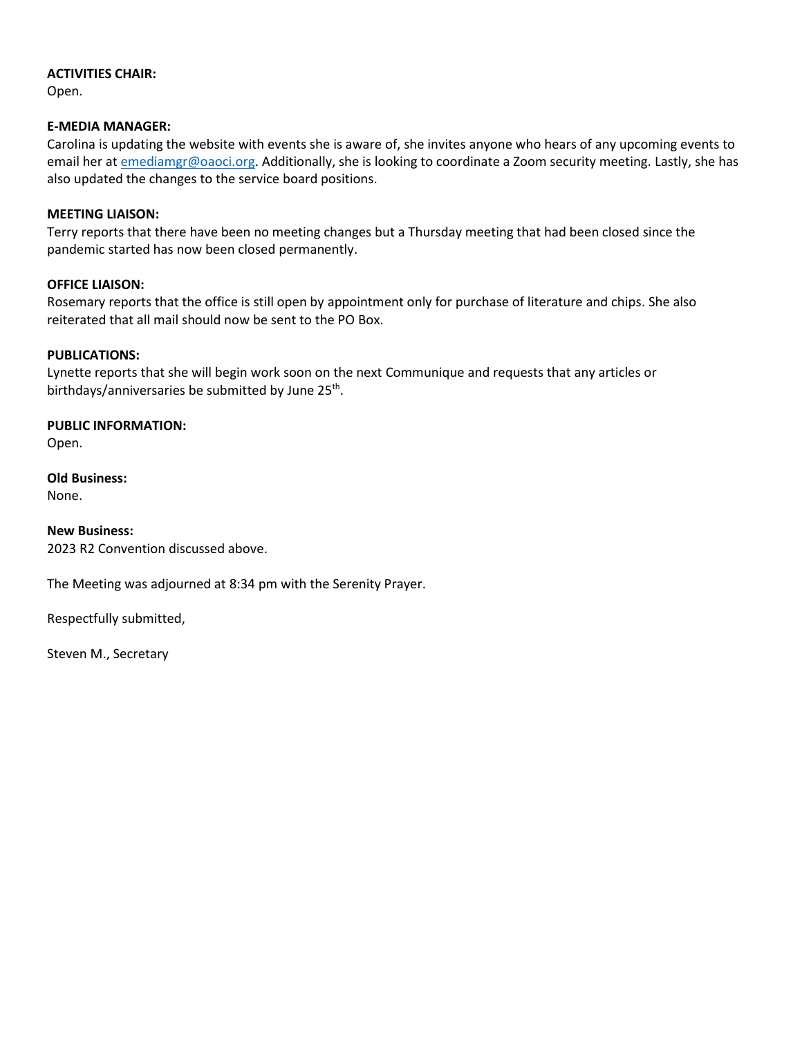**ACTIVITIES CHAIR:**
Open.

**E-MEDIA MANAGER:**
Carolina is updating the website with events she is aware of, she invites anyone who hears of any upcoming events to email her at emediamgr@oaoci.org. Additionally, she is looking to coordinate a Zoom security meeting. Lastly, she has also updated the changes to the service board positions.

**MEETING LIAISON:**
Terry reports that there have been no meeting changes but a Thursday meeting that had been closed since the pandemic started has now been closed permanently.

**OFFICE LIAISON:**
Rosemary reports that the office is still open by appointment only for purchase of literature and chips. She also reiterated that all mail should now be sent to the PO Box.

**PUBLICATIONS:**
Lynette reports that she will begin work soon on the next Communique and requests that any articles or birthdays/anniversaries be submitted by June 25th.

**PUBLIC INFORMATION:**
Open.

**Old Business:**
None.

**New Business:**
2023 R2 Convention discussed above.

The Meeting was adjourned at 8:34 pm with the Serenity Prayer.

Respectfully submitted,

Steven M., Secretary